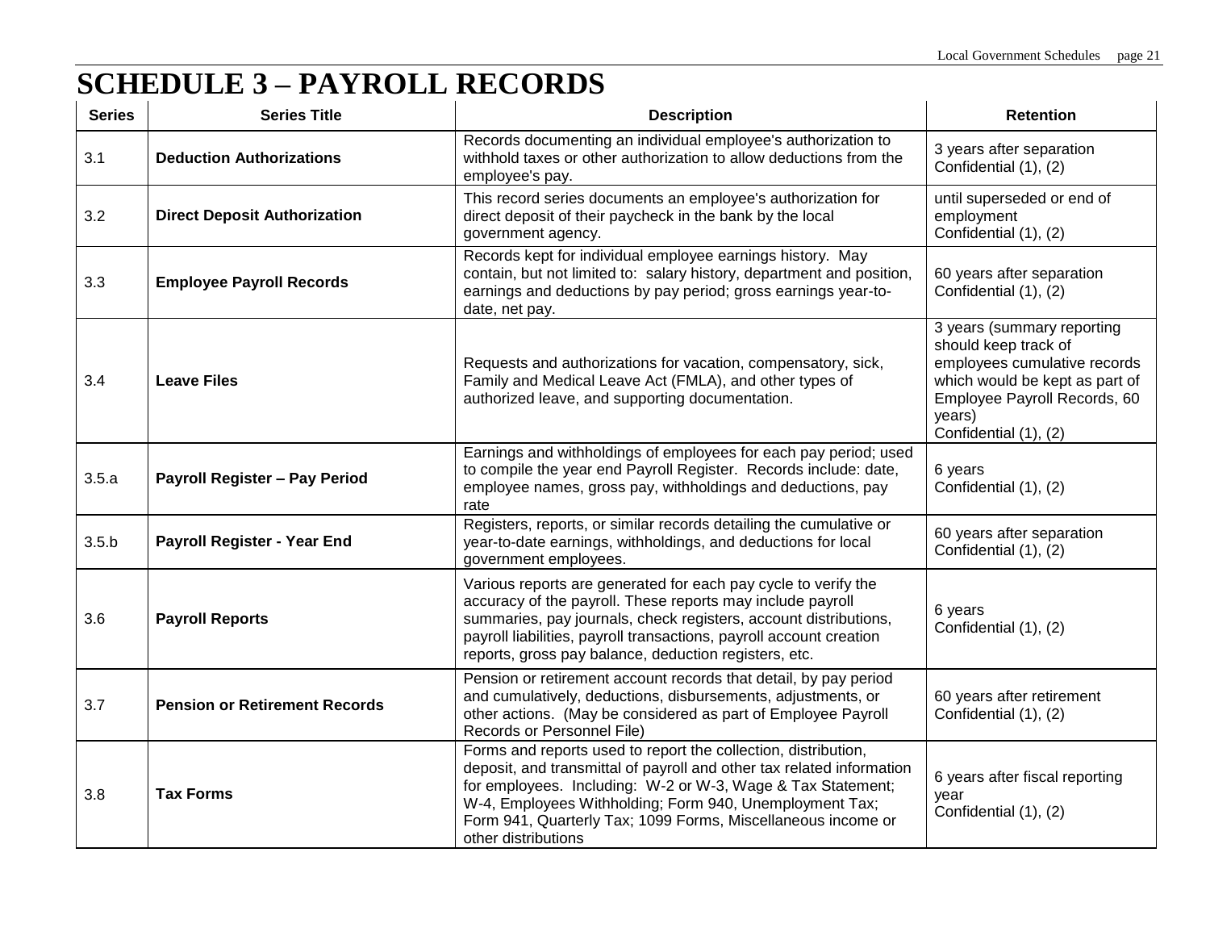# SCHEDULE 3 – PAYROLL RECORDS

| Series | Series Title | Description | Retention |
|---|---|---|---|
| 3.1 | **Deduction Authorizations** | Records documenting an individual employee's authorization to withhold taxes or other authorization to allow deductions from the employee's pay. | 3 years after separation<br>Confidential (1), (2) |
| 3.2 | **Direct Deposit Authorization** | This record series documents an employee's authorization for direct deposit of their paycheck in the bank by the local government agency. | until superseded or end of employment<br>Confidential (1), (2) |
| 3.3 | **Employee Payroll Records** | Records kept for individual employee earnings history. May contain, but not limited to: salary history, department and position, earnings and deductions by pay period; gross earnings year-to-date, net pay. | 60 years after separation<br>Confidential (1), (2) |
| 3.4 | **Leave Files** | Requests and authorizations for vacation, compensatory, sick, Family and Medical Leave Act (FMLA), and other types of authorized leave, and supporting documentation. | 3 years (summary reporting should keep track of employees cumulative records which would be kept as part of Employee Payroll Records, 60 years)<br>Confidential (1), (2) |
| 3.5.a | **Payroll Register – Pay Period** | Earnings and withholdings of employees for each pay period; used to compile the year end Payroll Register. Records include: date, employee names, gross pay, withholdings and deductions, pay rate | 6 years<br>Confidential (1), (2) |
| 3.5.b | **Payroll Register - Year End** | Registers, reports, or similar records detailing the cumulative or year-to-date earnings, withholdings, and deductions for local government employees. | 60 years after separation<br>Confidential (1), (2) |
| 3.6 | **Payroll Reports** | Various reports are generated for each pay cycle to verify the accuracy of the payroll. These reports may include payroll summaries, pay journals, check registers, account distributions, payroll liabilities, payroll transactions, payroll account creation reports, gross pay balance, deduction registers, etc. | 6 years<br>Confidential (1), (2) |
| 3.7 | **Pension or Retirement Records** | Pension or retirement account records that detail, by pay period and cumulatively, deductions, disbursements, adjustments, or other actions. (May be considered as part of Employee Payroll Records or Personnel File) | 60 years after retirement<br>Confidential (1), (2) |
| 3.8 | **Tax Forms** | Forms and reports used to report the collection, distribution, deposit, and transmittal of payroll and other tax related information for employees. Including: W-2 or W-3, Wage & Tax Statement; W-4, Employees Withholding; Form 940, Unemployment Tax; Form 941, Quarterly Tax; 1099 Forms, Miscellaneous income or other distributions | 6 years after fiscal reporting year<br>Confidential (1), (2) |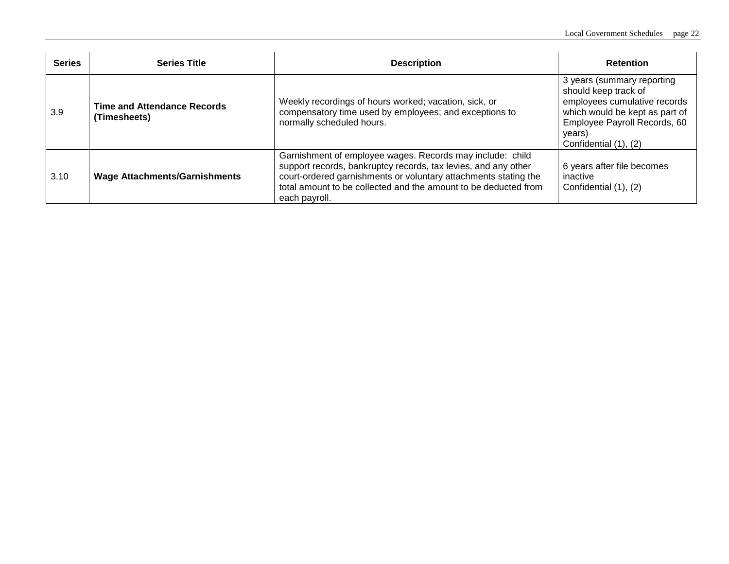| Series | Series Title | Description | Retention |
|---|---|---|---|
| 3.9 | **Time and Attendance Records (Timesheets)** | Weekly recordings of hours worked; vacation, sick, or compensatory time used by employees; and exceptions to normally scheduled hours. | 3 years (summary reporting should keep track of employees cumulative records which would be kept as part of Employee Payroll Records, 60 years)<br>Confidential (1), (2) |
| 3.10 | **Wage Attachments/Garnishments** | Garnishment of employee wages. Records may include: child support records, bankruptcy records, tax levies, and any other court-ordered garnishments or voluntary attachments stating the total amount to be collected and the amount to be deducted from each payroll. | 6 years after file becomes inactive<br>Confidential (1), (2) |